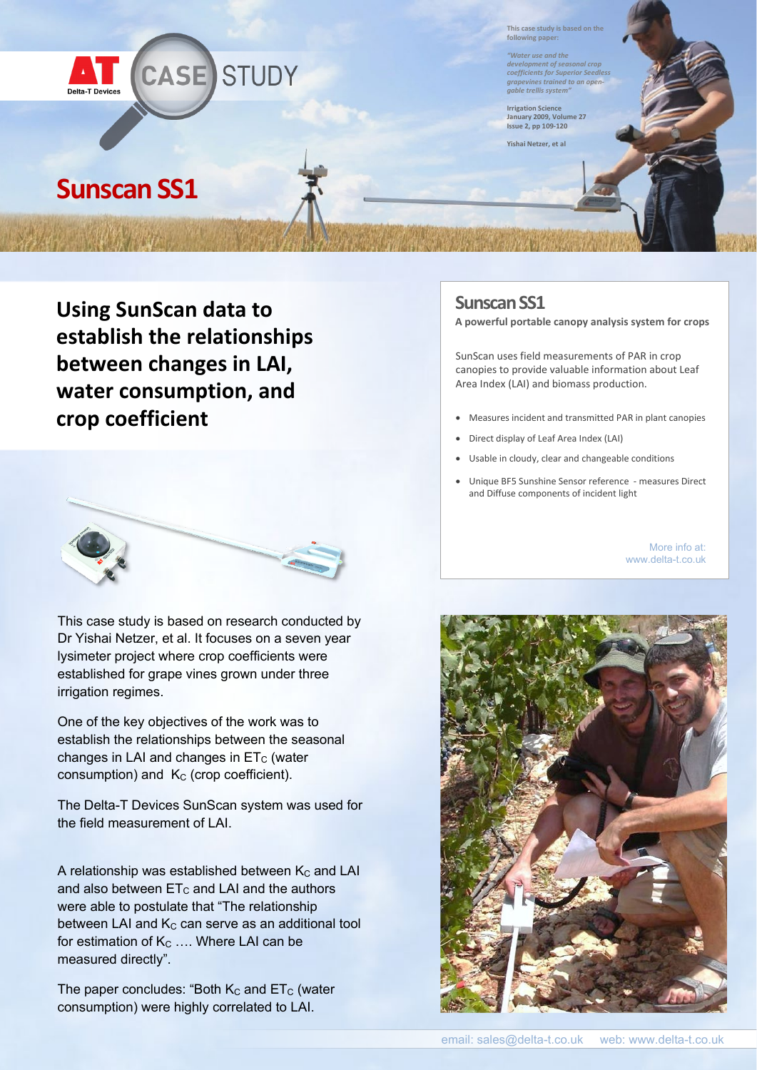# CASE STUDY

This case study is based on the following paper:

*"Water use and the development of seasonal crop coefficients for Superior Seedless grapevines trained to an open-gable trellis system"*

**Irrigation Science**
**January 2009, Volume 27**
**Issue 2, pp 109-120**

**Yishai Netzer, et al**

# Sunscan SS1

## Using SunScan data to establish the relationships between changes in LAI, water consumption, and crop coefficient

This case study is based on research conducted by Dr Yishai Netzer, et al. It focuses on a seven year lysimeter project where crop coefficients were established for grape vines grown under three irrigation regimes.

One of the key objectives of the work was to establish the relationships between the seasonal changes in LAI and changes in $ET_C$ (water consumption) and $K_C$ (crop coefficient).

The Delta-T Devices SunScan system was used for the field measurement of LAI.

A relationship was established between $K_C$ and LAI and also between $ET_C$ and LAI and the authors were able to postulate that "The relationship between LAI and $K_C$ can serve as an additional tool for estimation of $K_C$ …. Where LAI can be measured directly".

The paper concludes: "Both $K_C$ and $ET_C$ (water consumption) were highly correlated to LAI.

## Sunscan SS1

**A powerful portable canopy analysis system for crops**

SunScan uses field measurements of PAR in crop canopies to provide valuable information about Leaf Area Index (LAI) and biomass production.

- Measures incident and transmitted PAR in plant canopies
- Direct display of Leaf Area Index (LAI)
- Usable in cloudy, clear and changeable conditions
- Unique BF5 Sunshine Sensor reference - measures Direct and Diffuse components of incident light

More info at:
www.delta-t.co.uk

email: sales@delta-t.co.uk web: www.delta-t.co.uk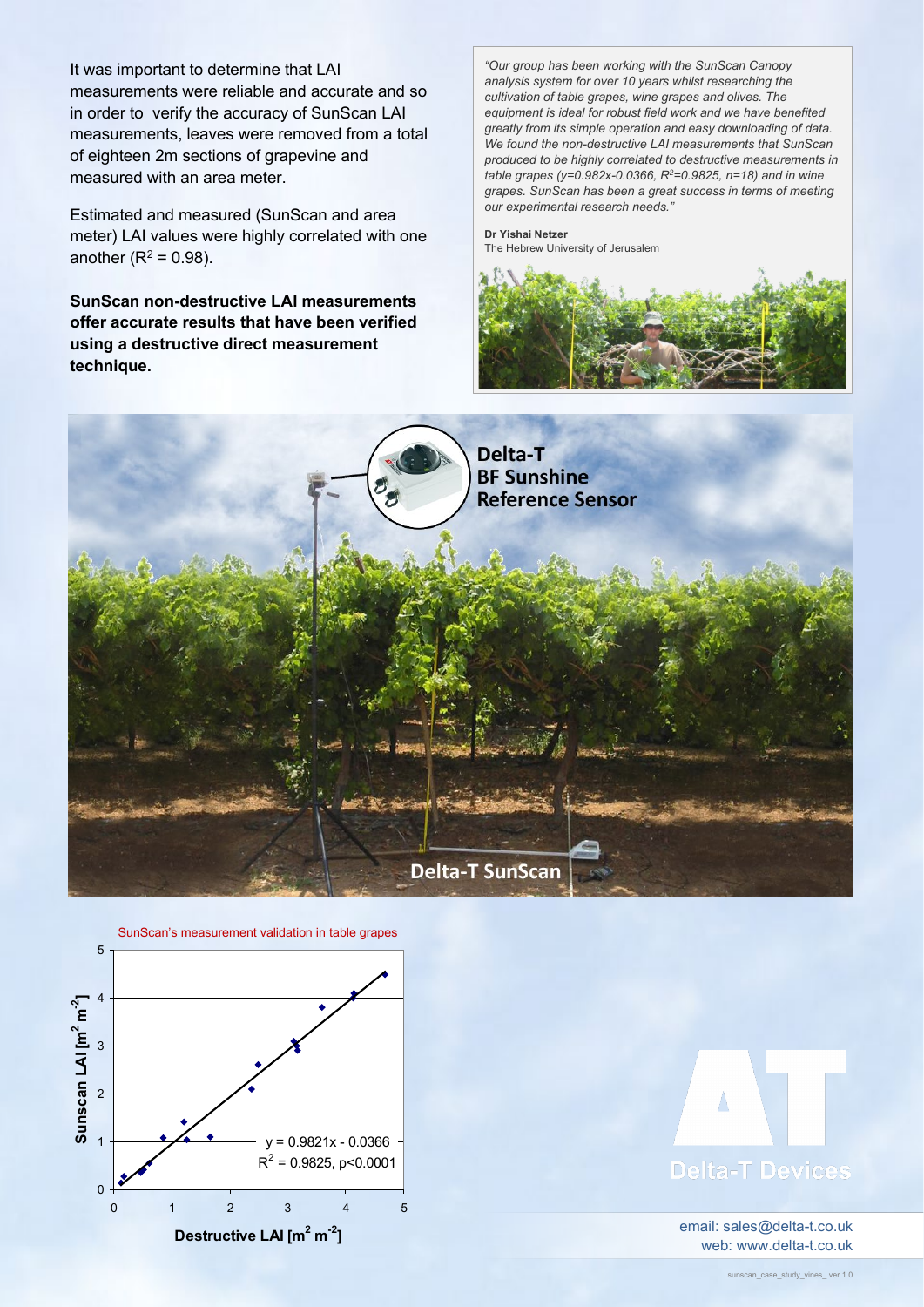It was important to determine that LAI measurements were reliable and accurate and so in order to verify the accuracy of SunScan LAI measurements, leaves were removed from a total of eighteen 2m sections of grapevine and measured with an area meter.

Estimated and measured (SunScan and area meter) LAI values were highly correlated with one another ($R^2 = 0.98$).

**SunScan non-destructive LAI measurements offer accurate results that have been verified using a destructive direct measurement technique.**

*"Our group has been working with the SunScan Canopy analysis system for over 10 years whilst researching the cultivation of table grapes, wine grapes and olives. The equipment is ideal for robust field work and we have benefited greatly from its simple operation and easy downloading of data. We found the non-destructive LAI measurements that SunScan produced to be highly correlated to destructive measurements in table grapes ($y=0.982x-0.0366$, $R^2=0.9825$, $n=18$) and in wine grapes. SunScan has been a great success in terms of meeting our experimental research needs."*

**Dr Yishai Netzer**
The Hebrew University of Jerusalem

Delta-T BF Sunshine Reference Sensor

Delta-T SunScan

SunScan's measurement validation in table grapes

Sunscan LAI [m$^2$ m$^{-2}$]

Destructive LAI [m$^2$ m$^{-2}$]

$y = 0.9821x - 0.0366$

$R^2 = 0.9825$, $p<0.0001$

0 1 2 3 4 5

Delta-T Devices

email: sales@delta-t.co.uk
web: www.delta-t.co.uk

sunscan_case_study_vines_ ver 1.0